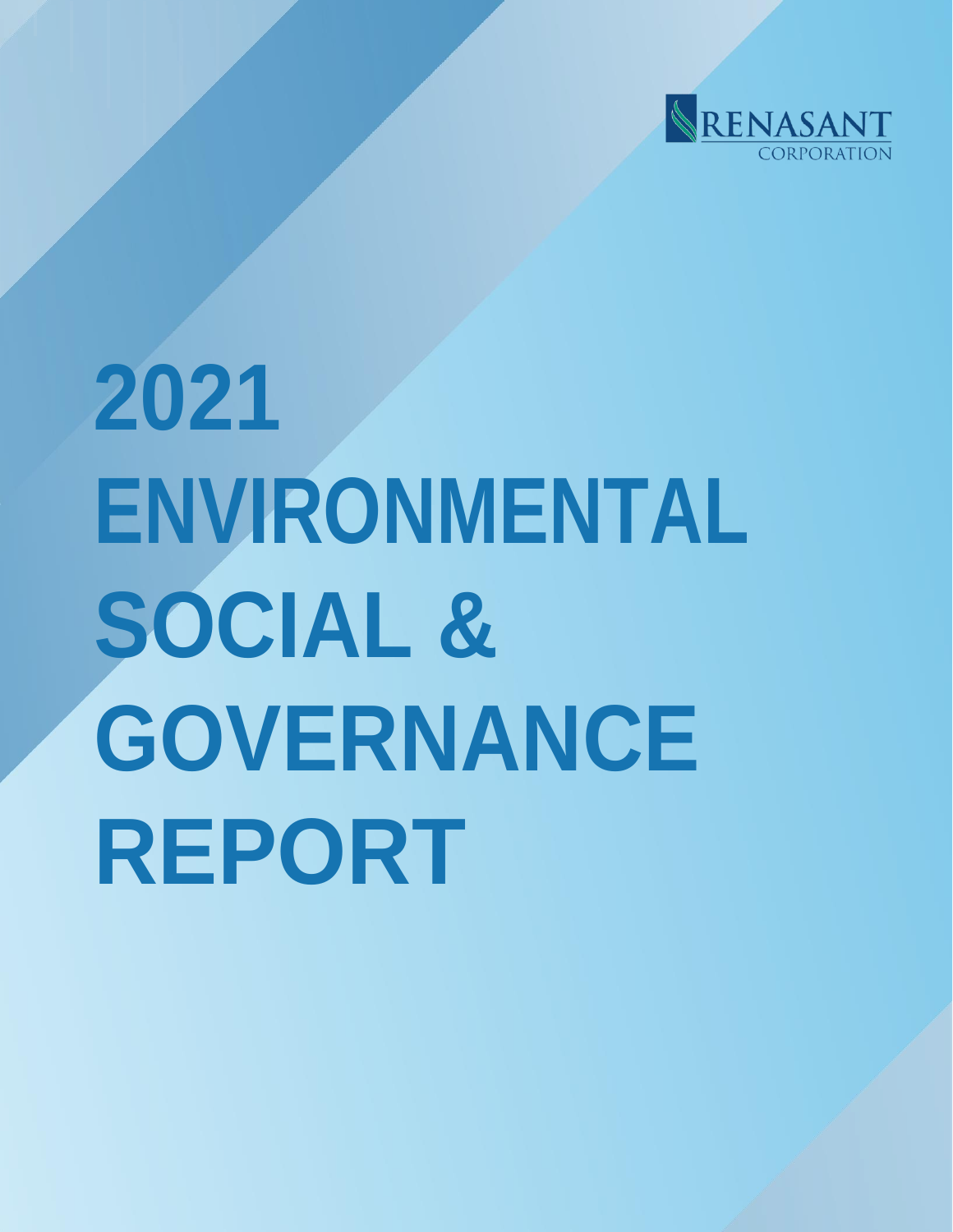RENASANT
CORPORATION

# 2021 ENVIRONMENTAL SOCIAL & GOVERNANCE REPORT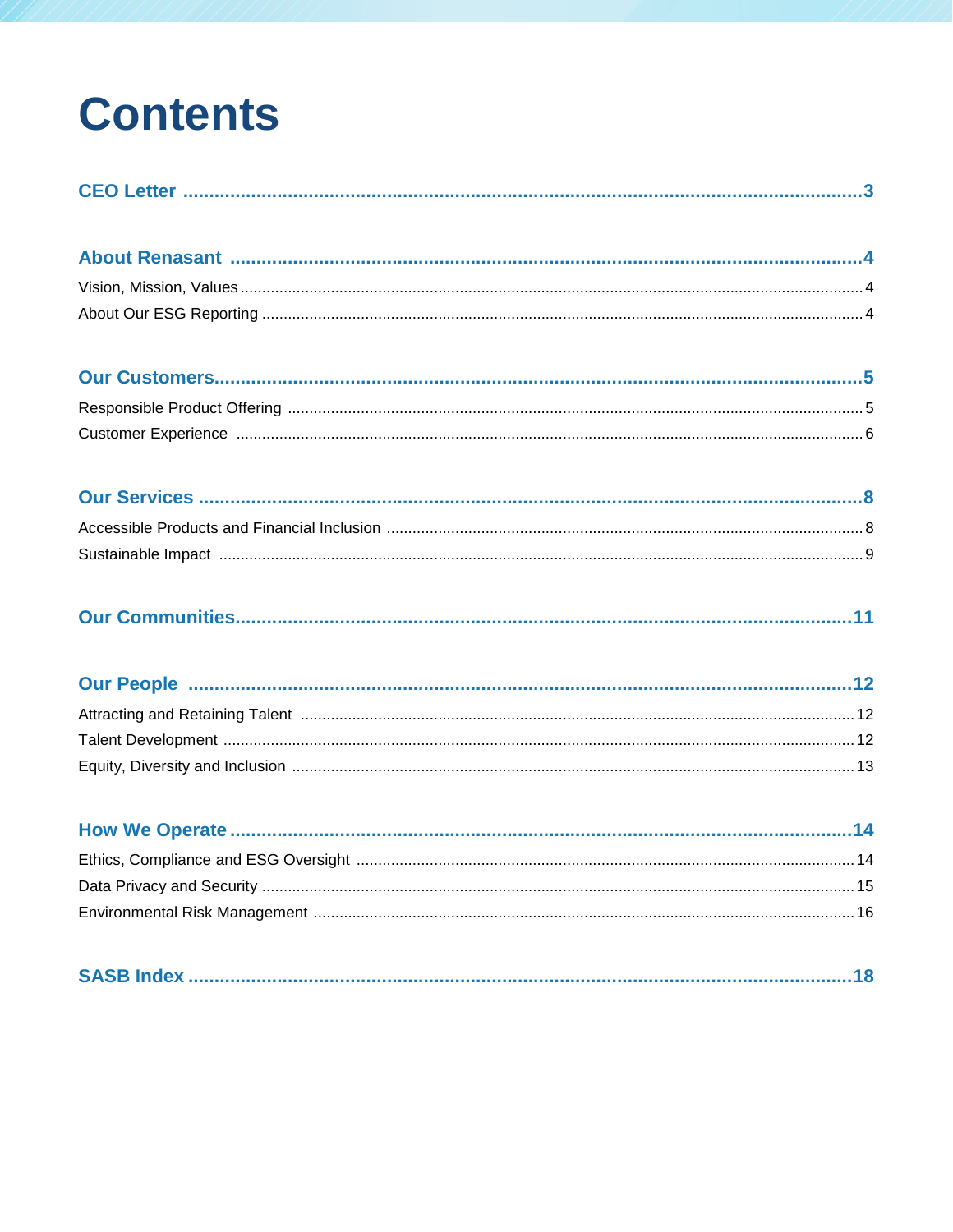# Contents

**CEO Letter** .......... 3

**About Renasant** .......... 4

Vision, Mission, Values .......... 4

About Our ESG Reporting .......... 4

**Our Customers** .......... 5

Responsible Product Offering .......... 5

Customer Experience .......... 6

**Our Services** .......... 8

Accessible Products and Financial Inclusion .......... 8

Sustainable Impact .......... 9

**Our Communities** .......... 11

**Our People** .......... 12

Attracting and Retaining Talent .......... 12

Talent Development .......... 12

Equity, Diversity and Inclusion .......... 13

**How We Operate** .......... 14

Ethics, Compliance and ESG Oversight .......... 14

Data Privacy and Security .......... 15

Environmental Risk Management .......... 16

**SASB Index** .......... 18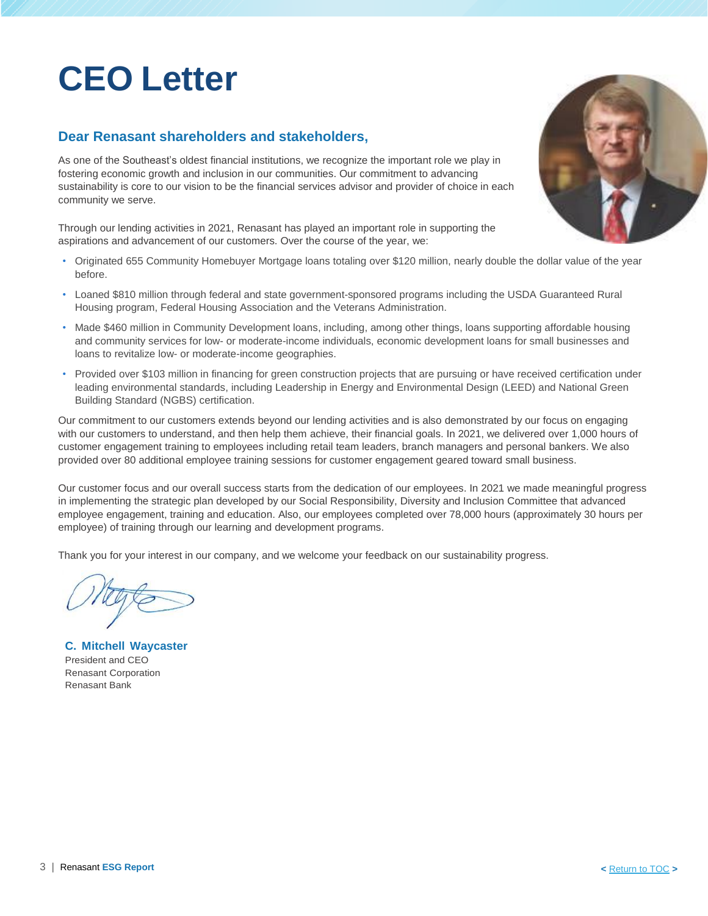# CEO Letter

## Dear Renasant shareholders and stakeholders,

As one of the Southeast's oldest financial institutions, we recognize the important role we play in fostering economic growth and inclusion in our communities. Our commitment to advancing sustainability is core to our vision to be the financial services advisor and provider of choice in each community we serve.

Through our lending activities in 2021, Renasant has played an important role in supporting the aspirations and advancement of our customers. Over the course of the year, we:

- Originated 655 Community Homebuyer Mortgage loans totaling over $120 million, nearly double the dollar value of the year before.
- Loaned $810 million through federal and state government-sponsored programs including the USDA Guaranteed Rural Housing program, Federal Housing Association and the Veterans Administration.
- Made $460 million in Community Development loans, including, among other things, loans supporting affordable housing and community services for low- or moderate-income individuals, economic development loans for small businesses and loans to revitalize low- or moderate-income geographies.
- Provided over $103 million in financing for green construction projects that are pursuing or have received certification under leading environmental standards, including Leadership in Energy and Environmental Design (LEED) and National Green Building Standard (NGBS) certification.

Our commitment to our customers extends beyond our lending activities and is also demonstrated by our focus on engaging with our customers to understand, and then help them achieve, their financial goals. In 2021, we delivered over 1,000 hours of customer engagement training to employees including retail team leaders, branch managers and personal bankers. We also provided over 80 additional employee training sessions for customer engagement geared toward small business.

Our customer focus and our overall success starts from the dedication of our employees. In 2021 we made meaningful progress in implementing the strategic plan developed by our Social Responsibility, Diversity and Inclusion Committee that advanced employee engagement, training and education. Also, our employees completed over 78,000 hours (approximately 30 hours per employee) of training through our learning and development programs.

Thank you for your interest in our company, and we welcome your feedback on our sustainability progress.

**C. Mitchell Waycaster**
President and CEO
Renasant Corporation
Renasant Bank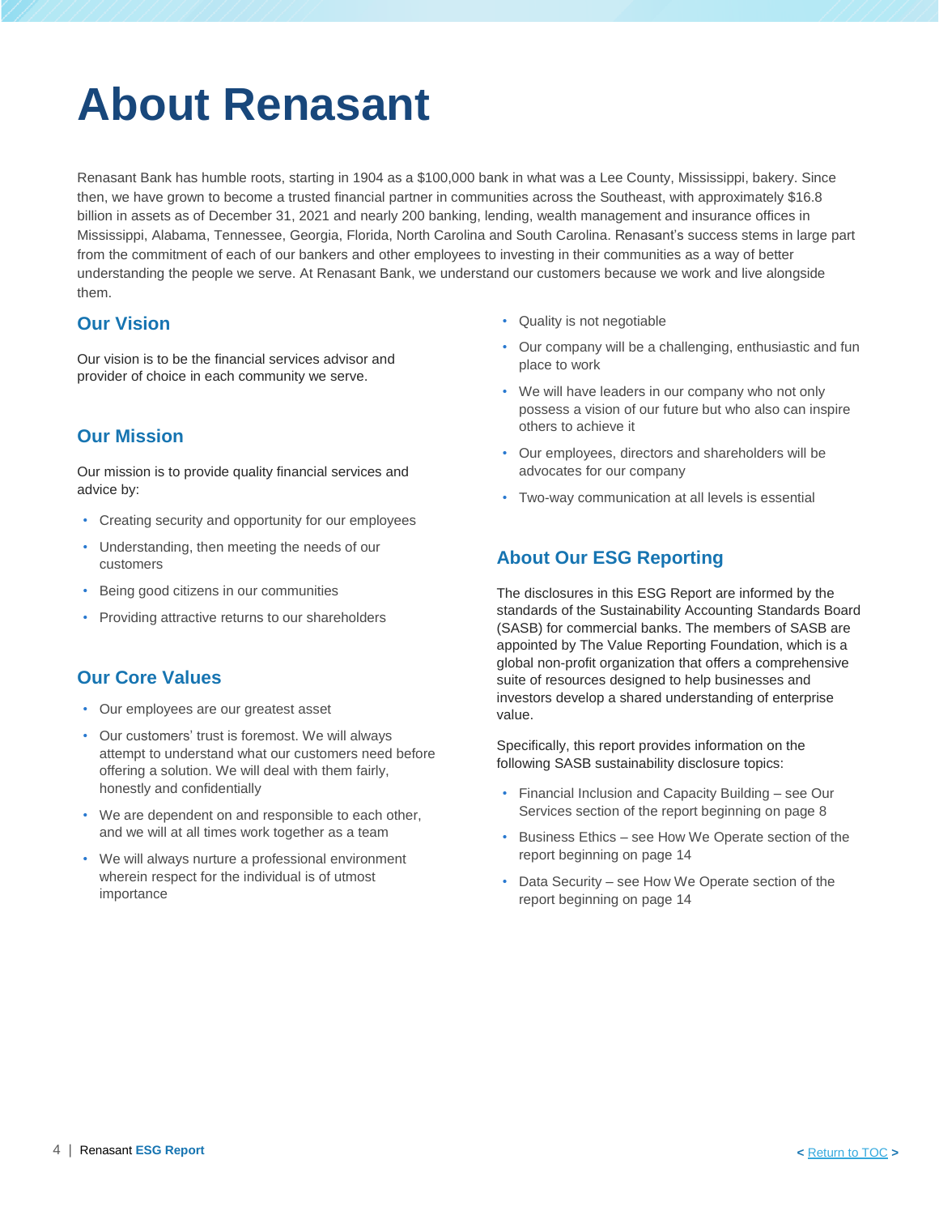# About Renasant

Renasant Bank has humble roots, starting in 1904 as a $100,000 bank in what was a Lee County, Mississippi, bakery. Since then, we have grown to become a trusted financial partner in communities across the Southeast, with approximately $16.8 billion in assets as of December 31, 2021 and nearly 200 banking, lending, wealth management and insurance offices in Mississippi, Alabama, Tennessee, Georgia, Florida, North Carolina and South Carolina. Renasant's success stems in large part from the commitment of each of our bankers and other employees to investing in their communities as a way of better understanding the people we serve. At Renasant Bank, we understand our customers because we work and live alongside them.

## Our Vision

Our vision is to be the financial services advisor and provider of choice in each community we serve.

## Our Mission

Our mission is to provide quality financial services and advice by:

- Creating security and opportunity for our employees
- Understanding, then meeting the needs of our customers
- Being good citizens in our communities
- Providing attractive returns to our shareholders

## Our Core Values

- Our employees are our greatest asset
- Our customers' trust is foremost. We will always attempt to understand what our customers need before offering a solution. We will deal with them fairly, honestly and confidentially
- We are dependent on and responsible to each other, and we will at all times work together as a team
- We will always nurture a professional environment wherein respect for the individual is of utmost importance
- Quality is not negotiable
- Our company will be a challenging, enthusiastic and fun place to work
- We will have leaders in our company who not only possess a vision of our future but who also can inspire others to achieve it
- Our employees, directors and shareholders will be advocates for our company
- Two-way communication at all levels is essential

## About Our ESG Reporting

The disclosures in this ESG Report are informed by the standards of the Sustainability Accounting Standards Board (SASB) for commercial banks. The members of SASB are appointed by The Value Reporting Foundation, which is a global non-profit organization that offers a comprehensive suite of resources designed to help businesses and investors develop a shared understanding of enterprise value.

Specifically, this report provides information on the following SASB sustainability disclosure topics:

- Financial Inclusion and Capacity Building – see Our Services section of the report beginning on page 8
- Business Ethics – see How We Operate section of the report beginning on page 14
- Data Security – see How We Operate section of the report beginning on page 14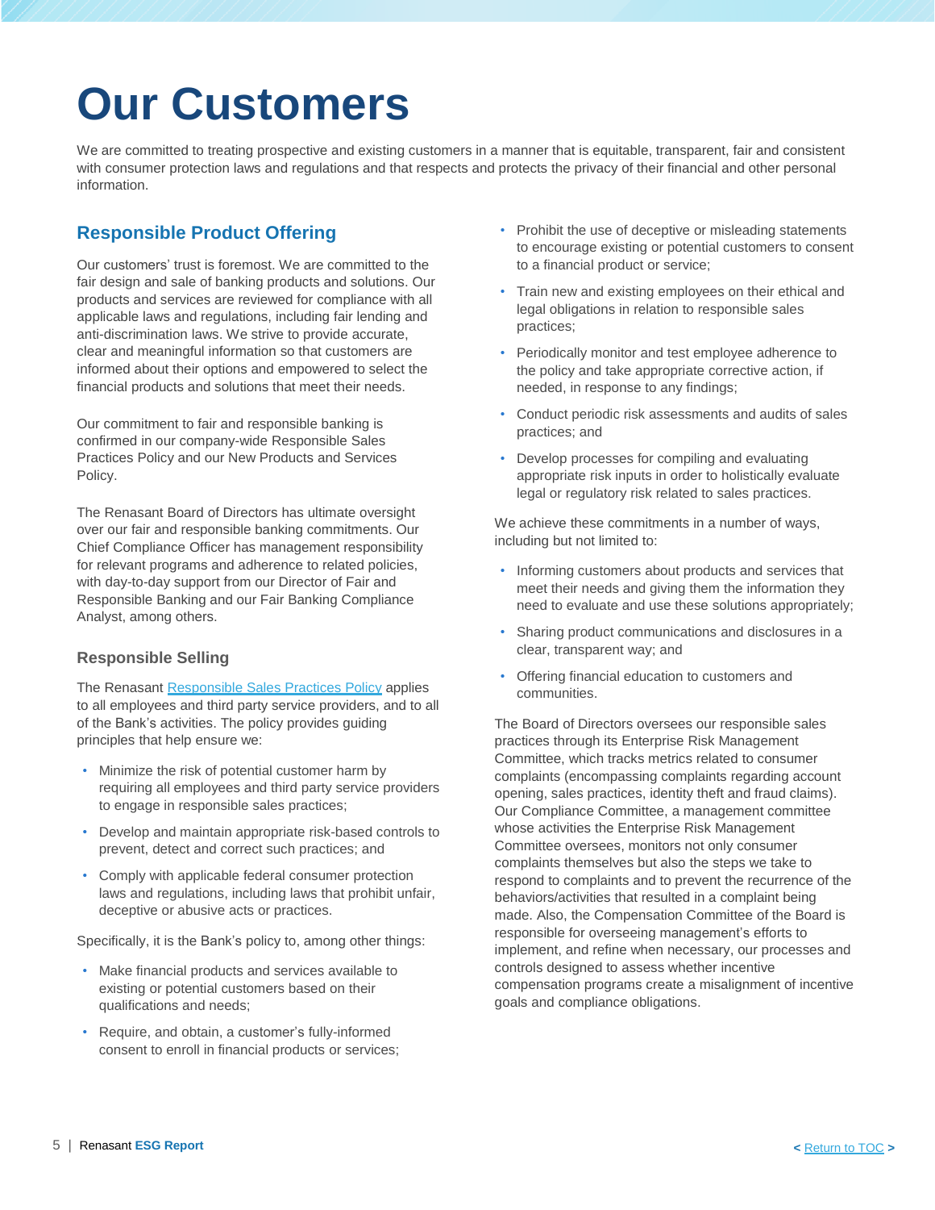# Our Customers

We are committed to treating prospective and existing customers in a manner that is equitable, transparent, fair and consistent with consumer protection laws and regulations and that respects and protects the privacy of their financial and other personal information.

## Responsible Product Offering

Our customers' trust is foremost. We are committed to the fair design and sale of banking products and solutions. Our products and services are reviewed for compliance with all applicable laws and regulations, including fair lending and anti-discrimination laws. We strive to provide accurate, clear and meaningful information so that customers are informed about their options and empowered to select the financial products and solutions that meet their needs.

Our commitment to fair and responsible banking is confirmed in our company-wide Responsible Sales Practices Policy and our New Products and Services Policy.

The Renasant Board of Directors has ultimate oversight over our fair and responsible banking commitments. Our Chief Compliance Officer has management responsibility for relevant programs and adherence to related policies, with day-to-day support from our Director of Fair and Responsible Banking and our Fair Banking Compliance Analyst, among others.

### Responsible Selling

The Renasant Responsible Sales Practices Policy applies to all employees and third party service providers, and to all of the Bank's activities. The policy provides guiding principles that help ensure we:

- Minimize the risk of potential customer harm by requiring all employees and third party service providers to engage in responsible sales practices;
- Develop and maintain appropriate risk-based controls to prevent, detect and correct such practices; and
- Comply with applicable federal consumer protection laws and regulations, including laws that prohibit unfair, deceptive or abusive acts or practices.

Specifically, it is the Bank's policy to, among other things:

- Make financial products and services available to existing or potential customers based on their qualifications and needs;
- Require, and obtain, a customer's fully-informed consent to enroll in financial products or services;
- Prohibit the use of deceptive or misleading statements to encourage existing or potential customers to consent to a financial product or service;
- Train new and existing employees on their ethical and legal obligations in relation to responsible sales practices;
- Periodically monitor and test employee adherence to the policy and take appropriate corrective action, if needed, in response to any findings;
- Conduct periodic risk assessments and audits of sales practices; and
- Develop processes for compiling and evaluating appropriate risk inputs in order to holistically evaluate legal or regulatory risk related to sales practices.

We achieve these commitments in a number of ways, including but not limited to:

- Informing customers about products and services that meet their needs and giving them the information they need to evaluate and use these solutions appropriately;
- Sharing product communications and disclosures in a clear, transparent way; and
- Offering financial education to customers and communities.

The Board of Directors oversees our responsible sales practices through its Enterprise Risk Management Committee, which tracks metrics related to consumer complaints (encompassing complaints regarding account opening, sales practices, identity theft and fraud claims). Our Compliance Committee, a management committee whose activities the Enterprise Risk Management Committee oversees, monitors not only consumer complaints themselves but also the steps we take to respond to complaints and to prevent the recurrence of the behaviors/activities that resulted in a complaint being made. Also, the Compensation Committee of the Board is responsible for overseeing management's efforts to implement, and refine when necessary, our processes and controls designed to assess whether incentive compensation programs create a misalignment of incentive goals and compliance obligations.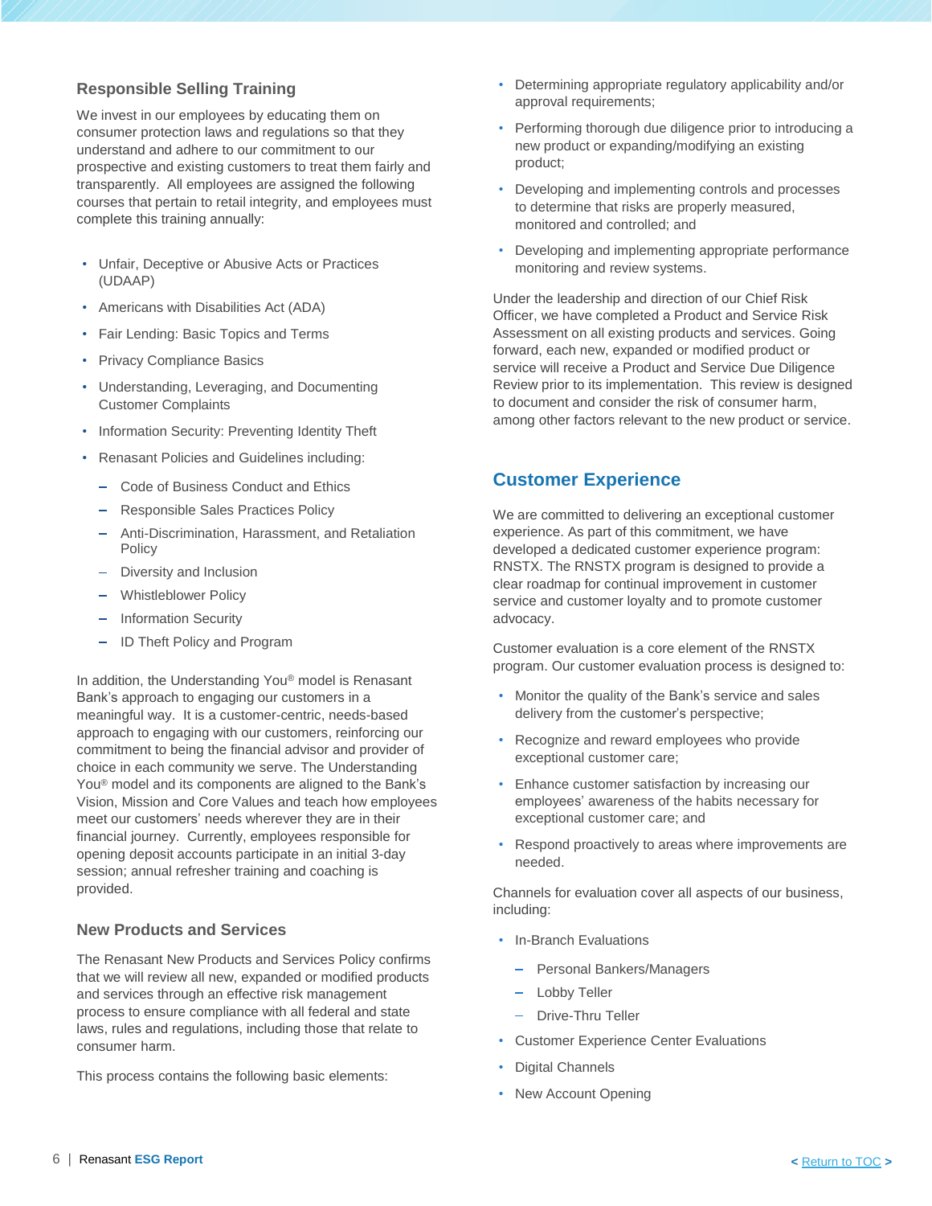### Responsible Selling Training

We invest in our employees by educating them on consumer protection laws and regulations so that they understand and adhere to our commitment to our prospective and existing customers to treat them fairly and transparently. All employees are assigned the following courses that pertain to retail integrity, and employees must complete this training annually:

- Unfair, Deceptive or Abusive Acts or Practices (UDAAP)
- Americans with Disabilities Act (ADA)
- Fair Lending: Basic Topics and Terms
- Privacy Compliance Basics
- Understanding, Leveraging, and Documenting Customer Complaints
- Information Security: Preventing Identity Theft
- Renasant Policies and Guidelines including:
  - Code of Business Conduct and Ethics
  - Responsible Sales Practices Policy
  - Anti-Discrimination, Harassment, and Retaliation Policy
  - Diversity and Inclusion
  - Whistleblower Policy
  - Information Security
  - ID Theft Policy and Program

In addition, the Understanding You® model is Renasant Bank's approach to engaging our customers in a meaningful way. It is a customer-centric, needs-based approach to engaging with our customers, reinforcing our commitment to being the financial advisor and provider of choice in each community we serve. The Understanding You® model and its components are aligned to the Bank's Vision, Mission and Core Values and teach how employees meet our customers' needs wherever they are in their financial journey. Currently, employees responsible for opening deposit accounts participate in an initial 3-day session; annual refresher training and coaching is provided.

### New Products and Services

The Renasant New Products and Services Policy confirms that we will review all new, expanded or modified products and services through an effective risk management process to ensure compliance with all federal and state laws, rules and regulations, including those that relate to consumer harm.

This process contains the following basic elements:

- Determining appropriate regulatory applicability and/or approval requirements;
- Performing thorough due diligence prior to introducing a new product or expanding/modifying an existing product;
- Developing and implementing controls and processes to determine that risks are properly measured, monitored and controlled; and
- Developing and implementing appropriate performance monitoring and review systems.

Under the leadership and direction of our Chief Risk Officer, we have completed a Product and Service Risk Assessment on all existing products and services. Going forward, each new, expanded or modified product or service will receive a Product and Service Due Diligence Review prior to its implementation. This review is designed to document and consider the risk of consumer harm, among other factors relevant to the new product or service.

## Customer Experience

We are committed to delivering an exceptional customer experience. As part of this commitment, we have developed a dedicated customer experience program: RNSTX. The RNSTX program is designed to provide a clear roadmap for continual improvement in customer service and customer loyalty and to promote customer advocacy.

Customer evaluation is a core element of the RNSTX program. Our customer evaluation process is designed to:

- Monitor the quality of the Bank's service and sales delivery from the customer's perspective;
- Recognize and reward employees who provide exceptional customer care;
- Enhance customer satisfaction by increasing our employees' awareness of the habits necessary for exceptional customer care; and
- Respond proactively to areas where improvements are needed.

Channels for evaluation cover all aspects of our business, including:

- In-Branch Evaluations
  - Personal Bankers/Managers
  - Lobby Teller
  - Drive-Thru Teller
- Customer Experience Center Evaluations
- Digital Channels
- New Account Opening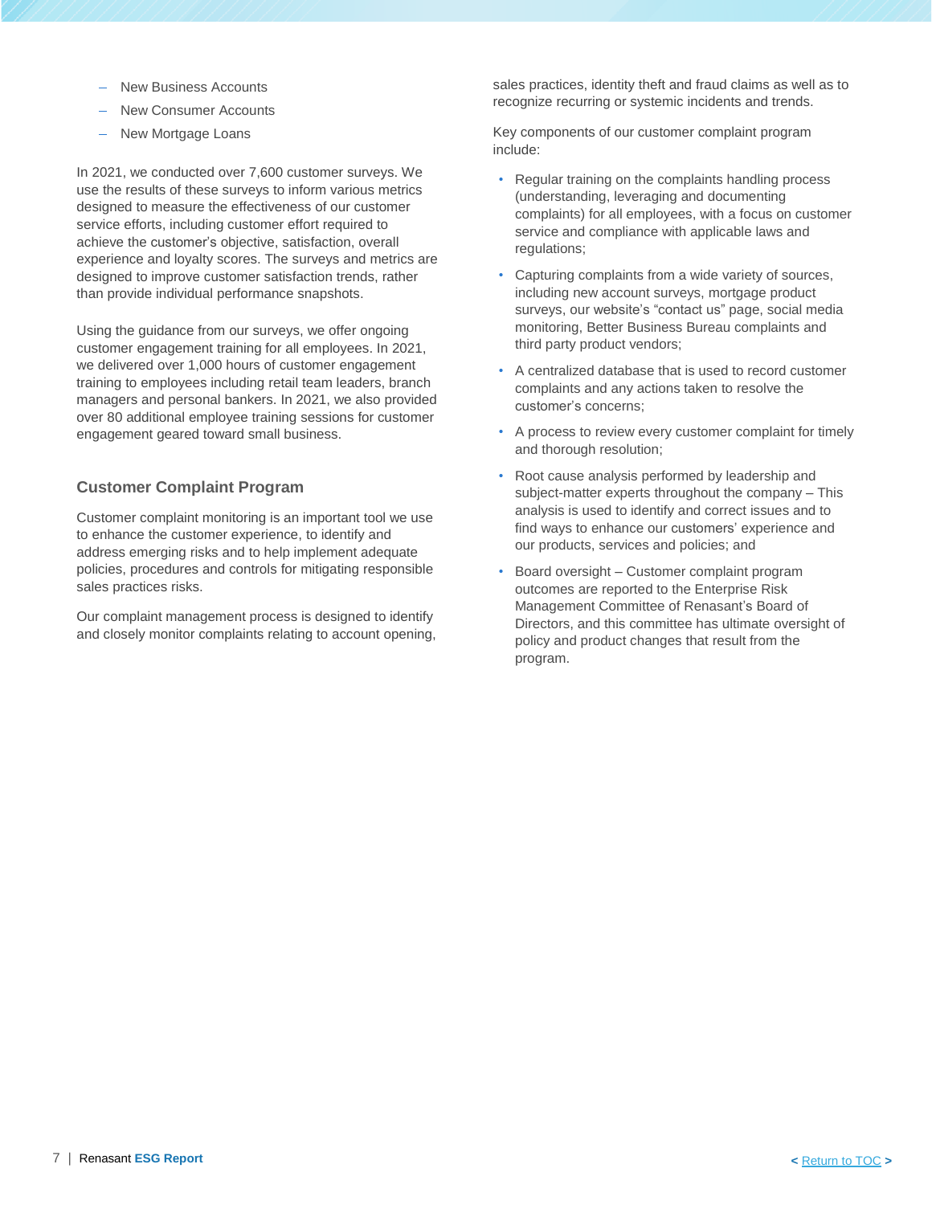- New Business Accounts
- New Consumer Accounts
- New Mortgage Loans

In 2021, we conducted over 7,600 customer surveys. We use the results of these surveys to inform various metrics designed to measure the effectiveness of our customer service efforts, including customer effort required to achieve the customer's objective, satisfaction, overall experience and loyalty scores. The surveys and metrics are designed to improve customer satisfaction trends, rather than provide individual performance snapshots.

Using the guidance from our surveys, we offer ongoing customer engagement training for all employees. In 2021, we delivered over 1,000 hours of customer engagement training to employees including retail team leaders, branch managers and personal bankers. In 2021, we also provided over 80 additional employee training sessions for customer engagement geared toward small business.

## Customer Complaint Program

Customer complaint monitoring is an important tool we use to enhance the customer experience, to identify and address emerging risks and to help implement adequate policies, procedures and controls for mitigating responsible sales practices risks.

Our complaint management process is designed to identify and closely monitor complaints relating to account opening, sales practices, identity theft and fraud claims as well as to recognize recurring or systemic incidents and trends.

Key components of our customer complaint program include:

- Regular training on the complaints handling process (understanding, leveraging and documenting complaints) for all employees, with a focus on customer service and compliance with applicable laws and regulations;
- Capturing complaints from a wide variety of sources, including new account surveys, mortgage product surveys, our website's "contact us" page, social media monitoring, Better Business Bureau complaints and third party product vendors;
- A centralized database that is used to record customer complaints and any actions taken to resolve the customer's concerns;
- A process to review every customer complaint for timely and thorough resolution;
- Root cause analysis performed by leadership and subject-matter experts throughout the company – This analysis is used to identify and correct issues and to find ways to enhance our customers' experience and our products, services and policies; and
- Board oversight – Customer complaint program outcomes are reported to the Enterprise Risk Management Committee of Renasant's Board of Directors, and this committee has ultimate oversight of policy and product changes that result from the program.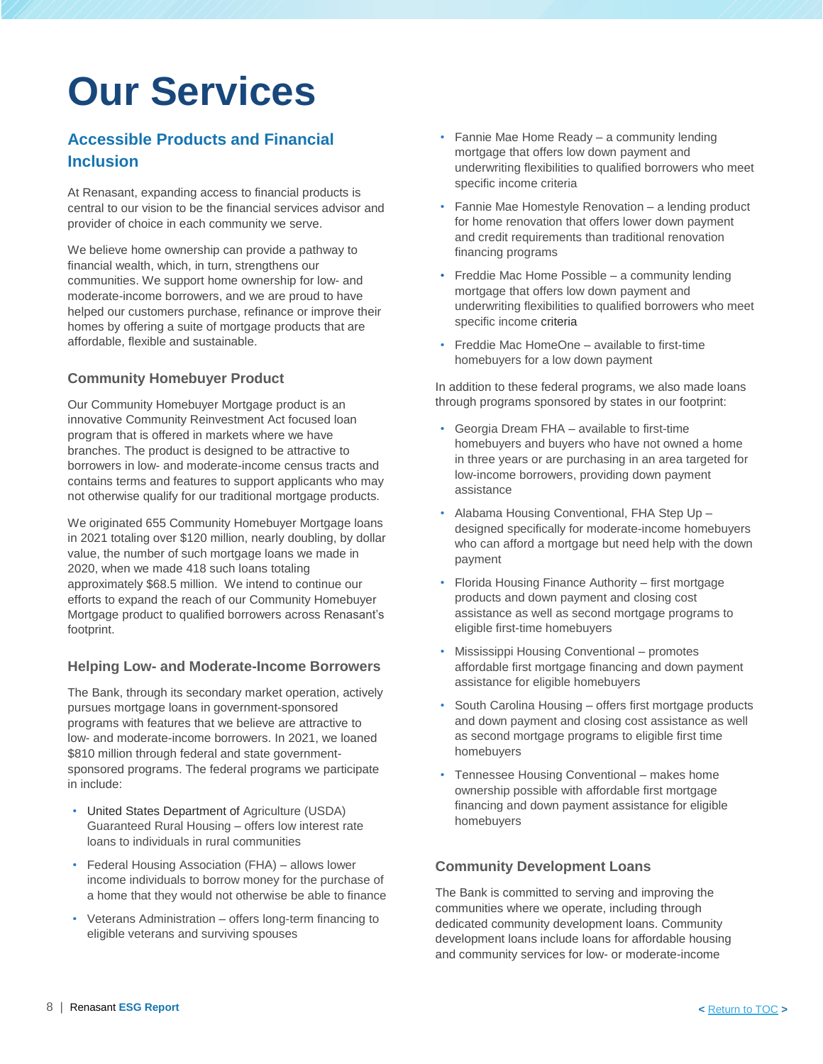# Our Services

## Accessible Products and Financial Inclusion

At Renasant, expanding access to financial products is central to our vision to be the financial services advisor and provider of choice in each community we serve.

We believe home ownership can provide a pathway to financial wealth, which, in turn, strengthens our communities. We support home ownership for low- and moderate-income borrowers, and we are proud to have helped our customers purchase, refinance or improve their homes by offering a suite of mortgage products that are affordable, flexible and sustainable.

### Community Homebuyer Product

Our Community Homebuyer Mortgage product is an innovative Community Reinvestment Act focused loan program that is offered in markets where we have branches. The product is designed to be attractive to borrowers in low- and moderate-income census tracts and contains terms and features to support applicants who may not otherwise qualify for our traditional mortgage products.

We originated 655 Community Homebuyer Mortgage loans in 2021 totaling over $120 million, nearly doubling, by dollar value, the number of such mortgage loans we made in 2020, when we made 418 such loans totaling approximately $68.5 million. We intend to continue our efforts to expand the reach of our Community Homebuyer Mortgage product to qualified borrowers across Renasant's footprint.

### Helping Low- and Moderate-Income Borrowers

The Bank, through its secondary market operation, actively pursues mortgage loans in government-sponsored programs with features that we believe are attractive to low- and moderate-income borrowers. In 2021, we loaned $810 million through federal and state government-sponsored programs. The federal programs we participate in include:

- United States Department of Agriculture (USDA) Guaranteed Rural Housing – offers low interest rate loans to individuals in rural communities
- Federal Housing Association (FHA) – allows lower income individuals to borrow money for the purchase of a home that they would not otherwise be able to finance
- Veterans Administration – offers long-term financing to eligible veterans and surviving spouses
- Fannie Mae Home Ready – a community lending mortgage that offers low down payment and underwriting flexibilities to qualified borrowers who meet specific income criteria
- Fannie Mae Homestyle Renovation – a lending product for home renovation that offers lower down payment and credit requirements than traditional renovation financing programs
- Freddie Mac Home Possible – a community lending mortgage that offers low down payment and underwriting flexibilities to qualified borrowers who meet specific income criteria
- Freddie Mac HomeOne – available to first-time homebuyers for a low down payment

In addition to these federal programs, we also made loans through programs sponsored by states in our footprint:

- Georgia Dream FHA – available to first-time homebuyers and buyers who have not owned a home in three years or are purchasing in an area targeted for low-income borrowers, providing down payment assistance
- Alabama Housing Conventional, FHA Step Up – designed specifically for moderate-income homebuyers who can afford a mortgage but need help with the down payment
- Florida Housing Finance Authority – first mortgage products and down payment and closing cost assistance as well as second mortgage programs to eligible first-time homebuyers
- Mississippi Housing Conventional – promotes affordable first mortgage financing and down payment assistance for eligible homebuyers
- South Carolina Housing – offers first mortgage products and down payment and closing cost assistance as well as second mortgage programs to eligible first time homebuyers
- Tennessee Housing Conventional – makes home ownership possible with affordable first mortgage financing and down payment assistance for eligible homebuyers

### Community Development Loans

The Bank is committed to serving and improving the communities where we operate, including through dedicated community development loans. Community development loans include loans for affordable housing and community services for low- or moderate-income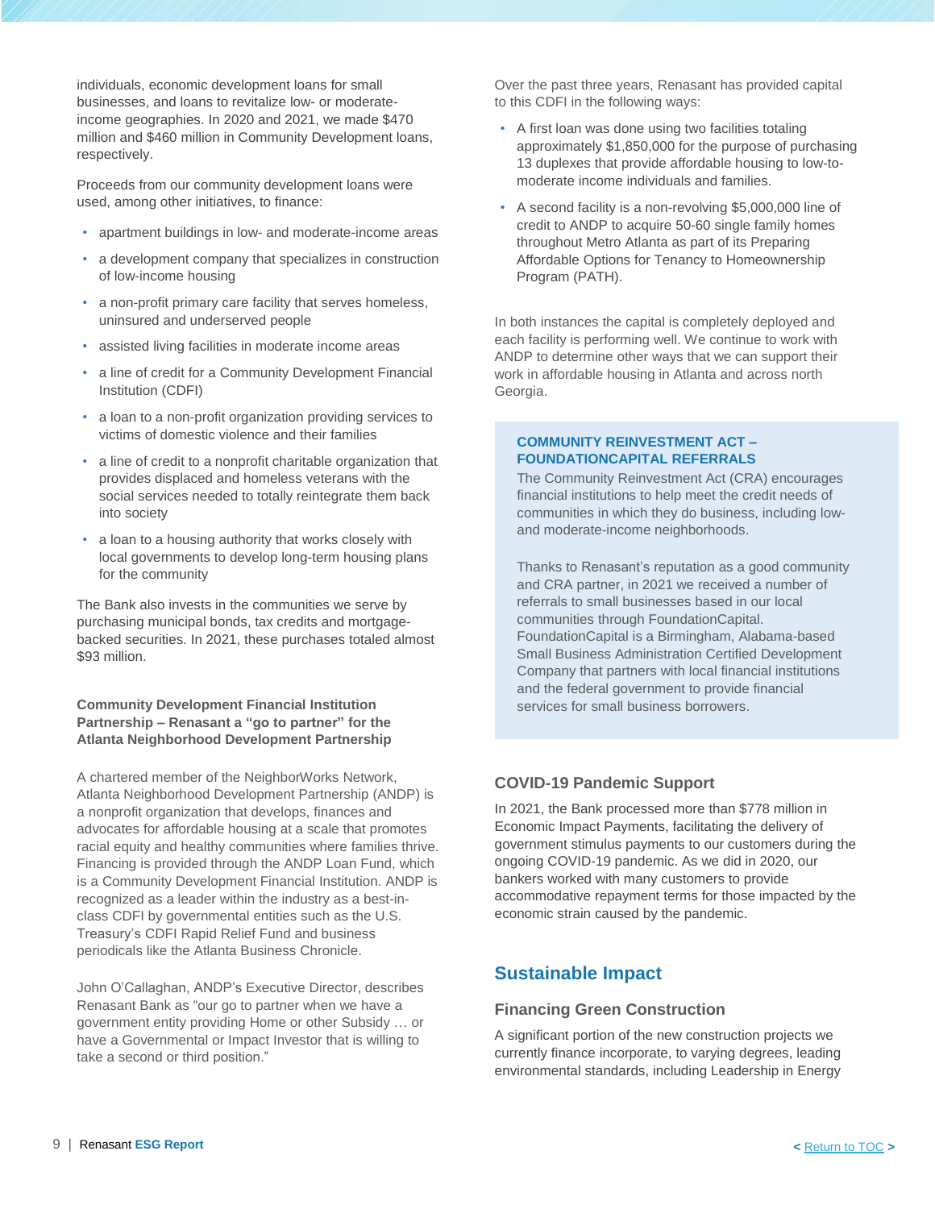individuals, economic development loans for small businesses, and loans to revitalize low- or moderate-income geographies. In 2020 and 2021, we made $470 million and $460 million in Community Development loans, respectively.

Proceeds from our community development loans were used, among other initiatives, to finance:

- apartment buildings in low- and moderate-income areas
- a development company that specializes in construction of low-income housing
- a non-profit primary care facility that serves homeless, uninsured and underserved people
- assisted living facilities in moderate income areas
- a line of credit for a Community Development Financial Institution (CDFI)
- a loan to a non-profit organization providing services to victims of domestic violence and their families
- a line of credit to a nonprofit charitable organization that provides displaced and homeless veterans with the social services needed to totally reintegrate them back into society
- a loan to a housing authority that works closely with local governments to develop long-term housing plans for the community

The Bank also invests in the communities we serve by purchasing municipal bonds, tax credits and mortgage-backed securities. In 2021, these purchases totaled almost $93 million.

**Community Development Financial Institution Partnership – Renasant a "go to partner" for the Atlanta Neighborhood Development Partnership**

A chartered member of the NeighborWorks Network, Atlanta Neighborhood Development Partnership (ANDP) is a nonprofit organization that develops, finances and advocates for affordable housing at a scale that promotes racial equity and healthy communities where families thrive. Financing is provided through the ANDP Loan Fund, which is a Community Development Financial Institution. ANDP is recognized as a leader within the industry as a best-in-class CDFI by governmental entities such as the U.S. Treasury's CDFI Rapid Relief Fund and business periodicals like the Atlanta Business Chronicle.

John O'Callaghan, ANDP's Executive Director, describes Renasant Bank as "our go to partner when we have a government entity providing Home or other Subsidy … or have a Governmental or Impact Investor that is willing to take a second or third position."

Over the past three years, Renasant has provided capital to this CDFI in the following ways:

- A first loan was done using two facilities totaling approximately $1,850,000 for the purpose of purchasing 13 duplexes that provide affordable housing to low-to-moderate income individuals and families.
- A second facility is a non-revolving $5,000,000 line of credit to ANDP to acquire 50-60 single family homes throughout Metro Atlanta as part of its Preparing Affordable Options for Tenancy to Homeownership Program (PATH).

In both instances the capital is completely deployed and each facility is performing well. We continue to work with ANDP to determine other ways that we can support their work in affordable housing in Atlanta and across north Georgia.

**COMMUNITY REINVESTMENT ACT – FOUNDATIONCAPITAL REFERRALS**

The Community Reinvestment Act (CRA) encourages financial institutions to help meet the credit needs of communities in which they do business, including low- and moderate-income neighborhoods.

Thanks to Renasant's reputation as a good community and CRA partner, in 2021 we received a number of referrals to small businesses based in our local communities through FoundationCapital. FoundationCapital is a Birmingham, Alabama-based Small Business Administration Certified Development Company that partners with local financial institutions and the federal government to provide financial services for small business borrowers.

### COVID-19 Pandemic Support

In 2021, the Bank processed more than $778 million in Economic Impact Payments, facilitating the delivery of government stimulus payments to our customers during the ongoing COVID-19 pandemic. As we did in 2020, our bankers worked with many customers to provide accommodative repayment terms for those impacted by the economic strain caused by the pandemic.

## Sustainable Impact

### Financing Green Construction

A significant portion of the new construction projects we currently finance incorporate, to varying degrees, leading environmental standards, including Leadership in Energy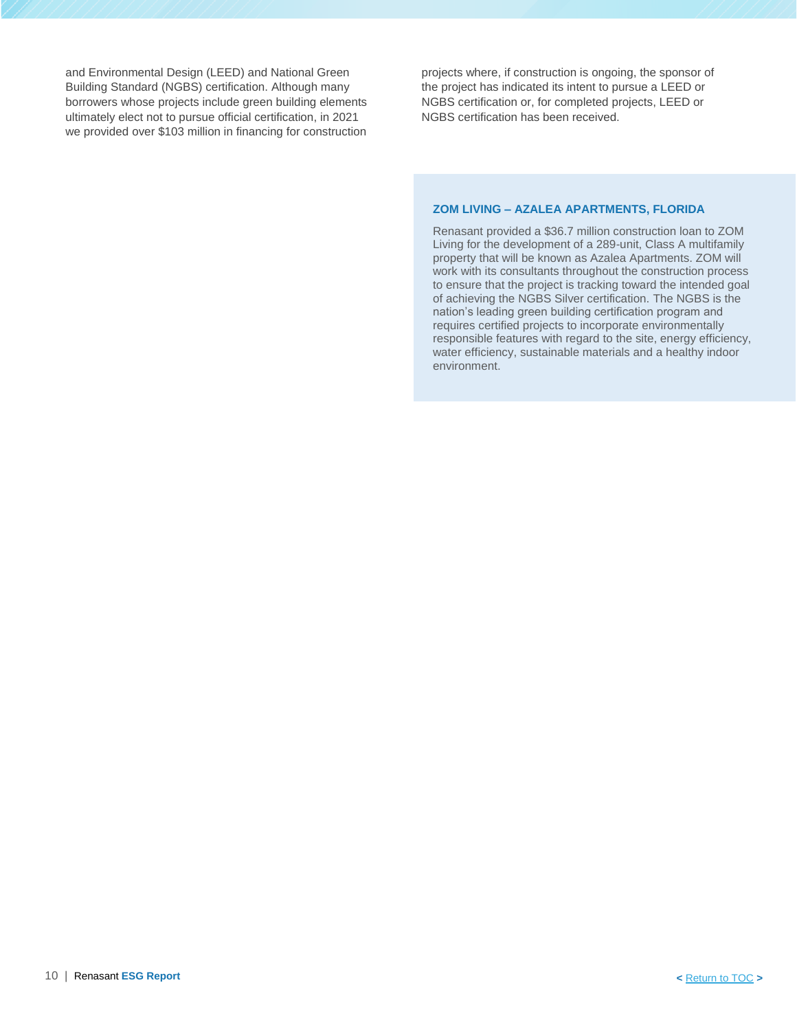and Environmental Design (LEED) and National Green Building Standard (NGBS) certification. Although many borrowers whose projects include green building elements ultimately elect not to pursue official certification, in 2021 we provided over $103 million in financing for construction projects where, if construction is ongoing, the sponsor of the project has indicated its intent to pursue a LEED or NGBS certification or, for completed projects, LEED or NGBS certification has been received.

### ZOM LIVING – AZALEA APARTMENTS, FLORIDA

Renasant provided a $36.7 million construction loan to ZOM Living for the development of a 289-unit, Class A multifamily property that will be known as Azalea Apartments. ZOM will work with its consultants throughout the construction process to ensure that the project is tracking toward the intended goal of achieving the NGBS Silver certification. The NGBS is the nation's leading green building certification program and requires certified projects to incorporate environmentally responsible features with regard to the site, energy efficiency, water efficiency, sustainable materials and a healthy indoor environment.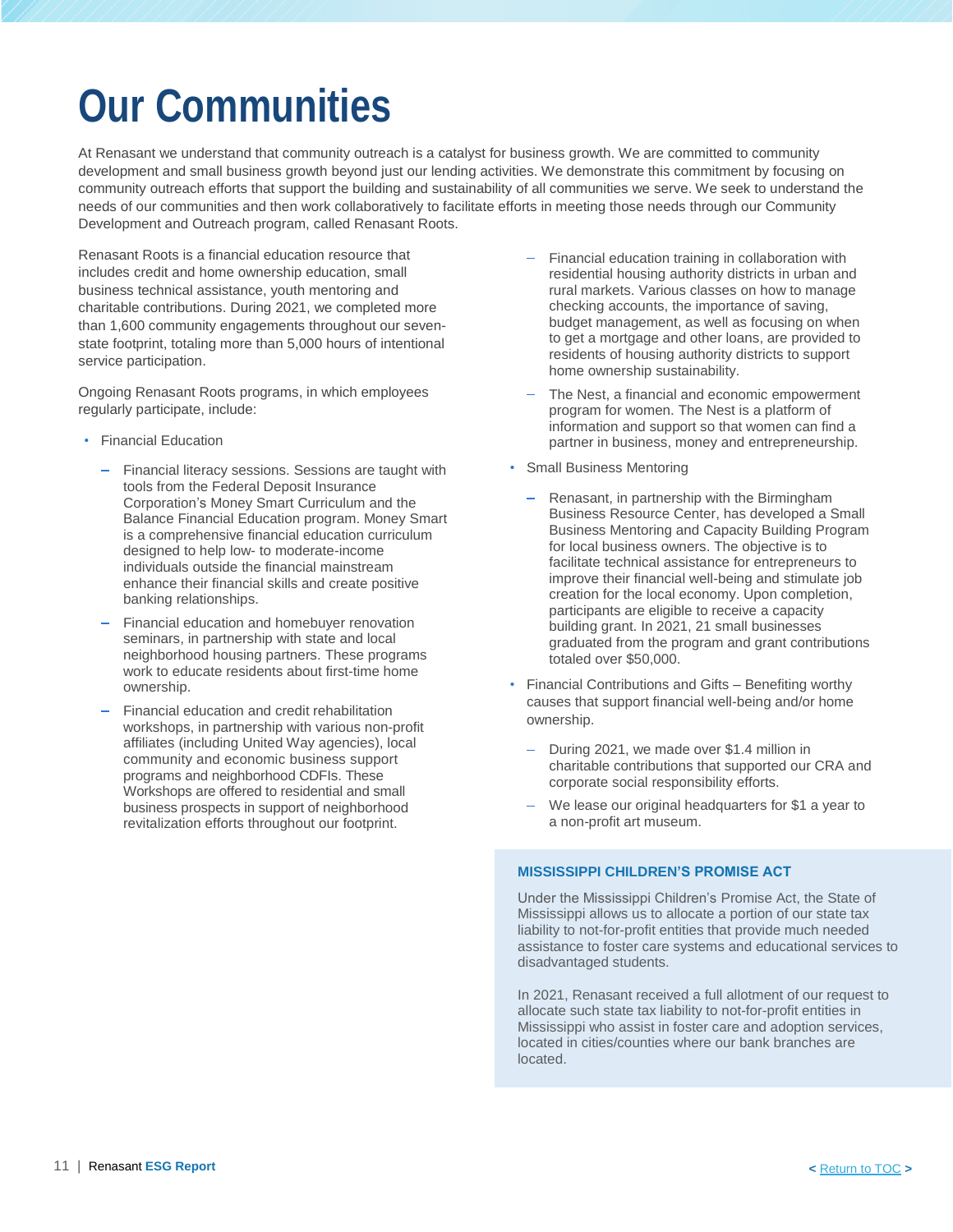# Our Communities

At Renasant we understand that community outreach is a catalyst for business growth. We are committed to community development and small business growth beyond just our lending activities. We demonstrate this commitment by focusing on community outreach efforts that support the building and sustainability of all communities we serve. We seek to understand the needs of our communities and then work collaboratively to facilitate efforts in meeting those needs through our Community Development and Outreach program, called Renasant Roots.

Renasant Roots is a financial education resource that includes credit and home ownership education, small business technical assistance, youth mentoring and charitable contributions. During 2021, we completed more than 1,600 community engagements throughout our seven-state footprint, totaling more than 5,000 hours of intentional service participation.

Ongoing Renasant Roots programs, in which employees regularly participate, include:

- Financial Education
  - Financial literacy sessions. Sessions are taught with tools from the Federal Deposit Insurance Corporation's Money Smart Curriculum and the Balance Financial Education program. Money Smart is a comprehensive financial education curriculum designed to help low- to moderate-income individuals outside the financial mainstream enhance their financial skills and create positive banking relationships.
  - Financial education and homebuyer renovation seminars, in partnership with state and local neighborhood housing partners. These programs work to educate residents about first-time home ownership.
  - Financial education and credit rehabilitation workshops, in partnership with various non-profit affiliates (including United Way agencies), local community and economic business support programs and neighborhood CDFIs. These Workshops are offered to residential and small business prospects in support of neighborhood revitalization efforts throughout our footprint.
  - Financial education training in collaboration with residential housing authority districts in urban and rural markets. Various classes on how to manage checking accounts, the importance of saving, budget management, as well as focusing on when to get a mortgage and other loans, are provided to residents of housing authority districts to support home ownership sustainability.
  - The Nest, a financial and economic empowerment program for women. The Nest is a platform of information and support so that women can find a partner in business, money and entrepreneurship.
- Small Business Mentoring
  - Renasant, in partnership with the Birmingham Business Resource Center, has developed a Small Business Mentoring and Capacity Building Program for local business owners. The objective is to facilitate technical assistance for entrepreneurs to improve their financial well-being and stimulate job creation for the local economy. Upon completion, participants are eligible to receive a capacity building grant. In 2021, 21 small businesses graduated from the program and grant contributions totaled over $50,000.
- Financial Contributions and Gifts – Benefiting worthy causes that support financial well-being and/or home ownership.
  - During 2021, we made over $1.4 million in charitable contributions that supported our CRA and corporate social responsibility efforts.
  - We lease our original headquarters for $1 a year to a non-profit art museum.

### MISSISSIPPI CHILDREN'S PROMISE ACT

Under the Mississippi Children's Promise Act, the State of Mississippi allows us to allocate a portion of our state tax liability to not-for-profit entities that provide much needed assistance to foster care systems and educational services to disadvantaged students.

In 2021, Renasant received a full allotment of our request to allocate such state tax liability to not-for-profit entities in Mississippi who assist in foster care and adoption services, located in cities/counties where our bank branches are located.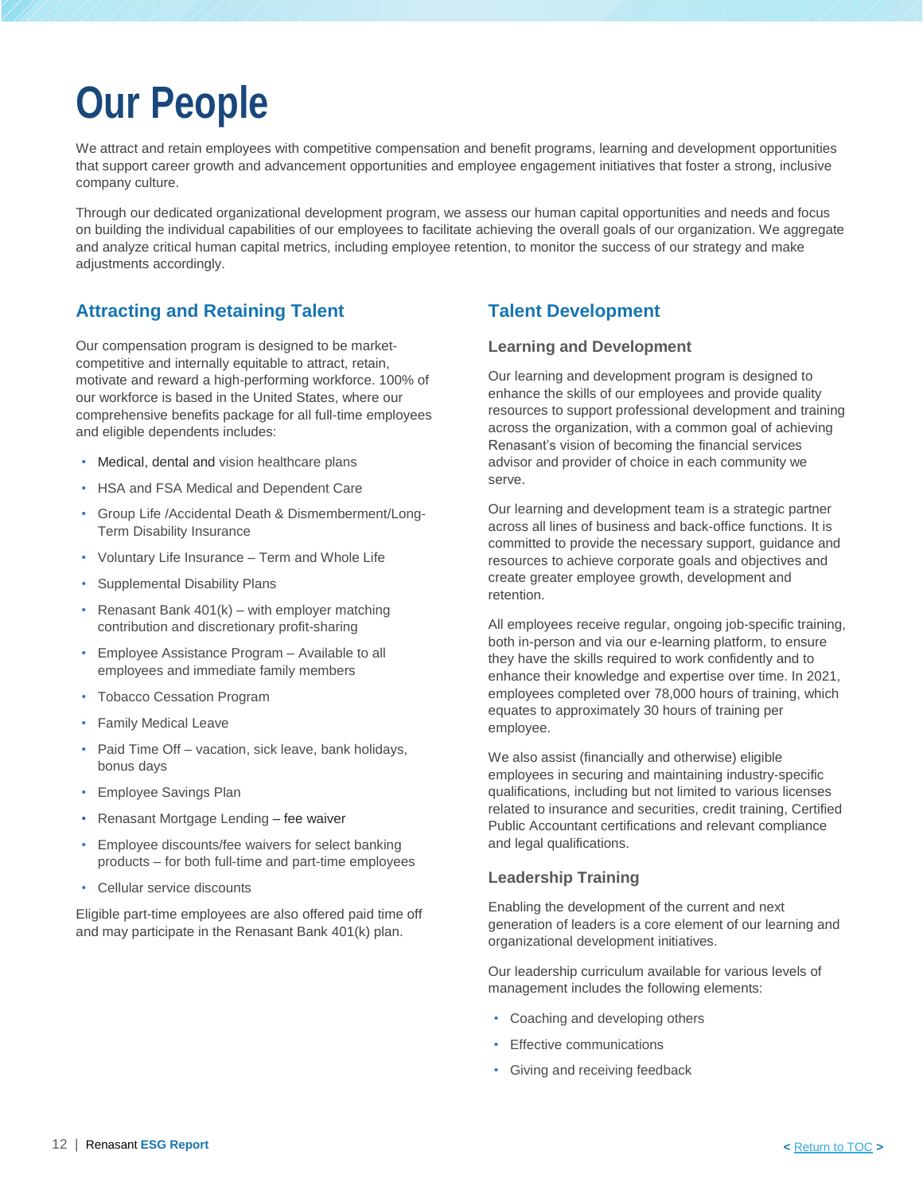# Our People

We attract and retain employees with competitive compensation and benefit programs, learning and development opportunities that support career growth and advancement opportunities and employee engagement initiatives that foster a strong, inclusive company culture.

Through our dedicated organizational development program, we assess our human capital opportunities and needs and focus on building the individual capabilities of our employees to facilitate achieving the overall goals of our organization. We aggregate and analyze critical human capital metrics, including employee retention, to monitor the success of our strategy and make adjustments accordingly.

## Attracting and Retaining Talent

Our compensation program is designed to be market-competitive and internally equitable to attract, retain, motivate and reward a high-performing workforce. 100% of our workforce is based in the United States, where our comprehensive benefits package for all full-time employees and eligible dependents includes:

- Medical, dental and vision healthcare plans
- HSA and FSA Medical and Dependent Care
- Group Life /Accidental Death & Dismemberment/Long-Term Disability Insurance
- Voluntary Life Insurance – Term and Whole Life
- Supplemental Disability Plans
- Renasant Bank 401(k) – with employer matching contribution and discretionary profit-sharing
- Employee Assistance Program – Available to all employees and immediate family members
- Tobacco Cessation Program
- Family Medical Leave
- Paid Time Off – vacation, sick leave, bank holidays, bonus days
- Employee Savings Plan
- Renasant Mortgage Lending – fee waiver
- Employee discounts/fee waivers for select banking products – for both full-time and part-time employees
- Cellular service discounts

Eligible part-time employees are also offered paid time off and may participate in the Renasant Bank 401(k) plan.

## Talent Development

### Learning and Development

Our learning and development program is designed to enhance the skills of our employees and provide quality resources to support professional development and training across the organization, with a common goal of achieving Renasant's vision of becoming the financial services advisor and provider of choice in each community we serve.

Our learning and development team is a strategic partner across all lines of business and back-office functions. It is committed to provide the necessary support, guidance and resources to achieve corporate goals and objectives and create greater employee growth, development and retention.

All employees receive regular, ongoing job-specific training, both in-person and via our e-learning platform, to ensure they have the skills required to work confidently and to enhance their knowledge and expertise over time. In 2021, employees completed over 78,000 hours of training, which equates to approximately 30 hours of training per employee.

We also assist (financially and otherwise) eligible employees in securing and maintaining industry-specific qualifications, including but not limited to various licenses related to insurance and securities, credit training, Certified Public Accountant certifications and relevant compliance and legal qualifications.

### Leadership Training

Enabling the development of the current and next generation of leaders is a core element of our learning and organizational development initiatives.

Our leadership curriculum available for various levels of management includes the following elements:

- Coaching and developing others
- Effective communications
- Giving and receiving feedback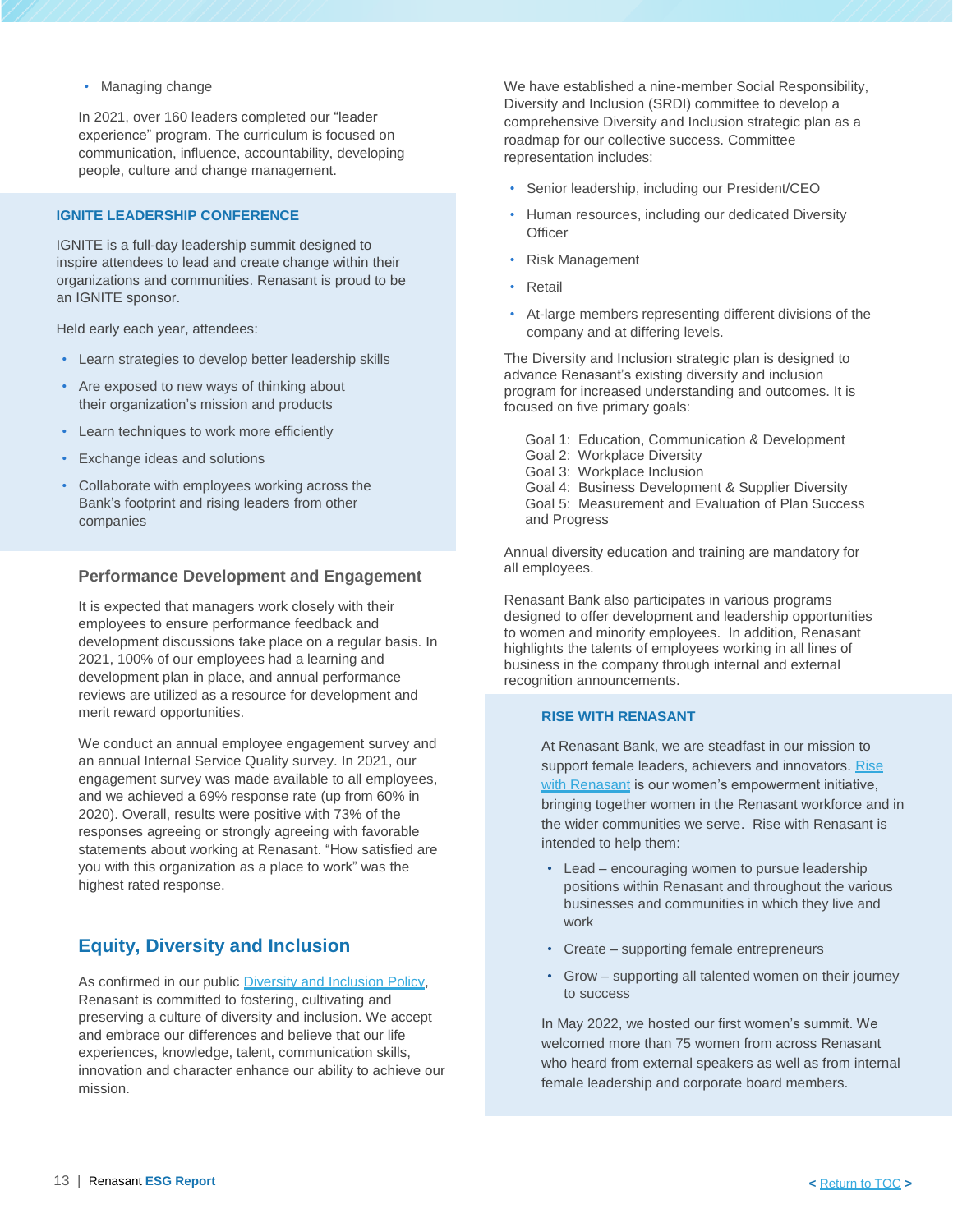- Managing change

In 2021, over 160 leaders completed our "leader experience" program. The curriculum is focused on communication, influence, accountability, developing people, culture and change management.

### IGNITE LEADERSHIP CONFERENCE

IGNITE is a full-day leadership summit designed to inspire attendees to lead and create change within their organizations and communities. Renasant is proud to be an IGNITE sponsor.

Held early each year, attendees:

- Learn strategies to develop better leadership skills
- Are exposed to new ways of thinking about their organization's mission and products
- Learn techniques to work more efficiently
- Exchange ideas and solutions
- Collaborate with employees working across the Bank's footprint and rising leaders from other companies

### Performance Development and Engagement

It is expected that managers work closely with their employees to ensure performance feedback and development discussions take place on a regular basis. In 2021, 100% of our employees had a learning and development plan in place, and annual performance reviews are utilized as a resource for development and merit reward opportunities.

We conduct an annual employee engagement survey and an annual Internal Service Quality survey. In 2021, our engagement survey was made available to all employees, and we achieved a 69% response rate (up from 60% in 2020). Overall, results were positive with 73% of the responses agreeing or strongly agreeing with favorable statements about working at Renasant. "How satisfied are you with this organization as a place to work" was the highest rated response.

## Equity, Diversity and Inclusion

As confirmed in our public [Diversity and Inclusion Policy](), Renasant is committed to fostering, cultivating and preserving a culture of diversity and inclusion. We accept and embrace our differences and believe that our life experiences, knowledge, talent, communication skills, innovation and character enhance our ability to achieve our mission.

We have established a nine-member Social Responsibility, Diversity and Inclusion (SRDI) committee to develop a comprehensive Diversity and Inclusion strategic plan as a roadmap for our collective success. Committee representation includes:

- Senior leadership, including our President/CEO
- Human resources, including our dedicated Diversity Officer
- Risk Management
- Retail
- At-large members representing different divisions of the company and at differing levels.

The Diversity and Inclusion strategic plan is designed to advance Renasant's existing diversity and inclusion program for increased understanding and outcomes. It is focused on five primary goals:

Goal 1: Education, Communication & Development
Goal 2: Workplace Diversity
Goal 3: Workplace Inclusion
Goal 4: Business Development & Supplier Diversity
Goal 5: Measurement and Evaluation of Plan Success and Progress

Annual diversity education and training are mandatory for all employees.

Renasant Bank also participates in various programs designed to offer development and leadership opportunities to women and minority employees. In addition, Renasant highlights the talents of employees working in all lines of business in the company through internal and external recognition announcements.

### RISE WITH RENASANT

At Renasant Bank, we are steadfast in our mission to support female leaders, achievers and innovators. [Rise with Renasant]() is our women's empowerment initiative, bringing together women in the Renasant workforce and in the wider communities we serve. Rise with Renasant is intended to help them:

- Lead – encouraging women to pursue leadership positions within Renasant and throughout the various businesses and communities in which they live and work
- Create – supporting female entrepreneurs
- Grow – supporting all talented women on their journey to success

In May 2022, we hosted our first women's summit. We welcomed more than 75 women from across Renasant who heard from external speakers as well as from internal female leadership and corporate board members.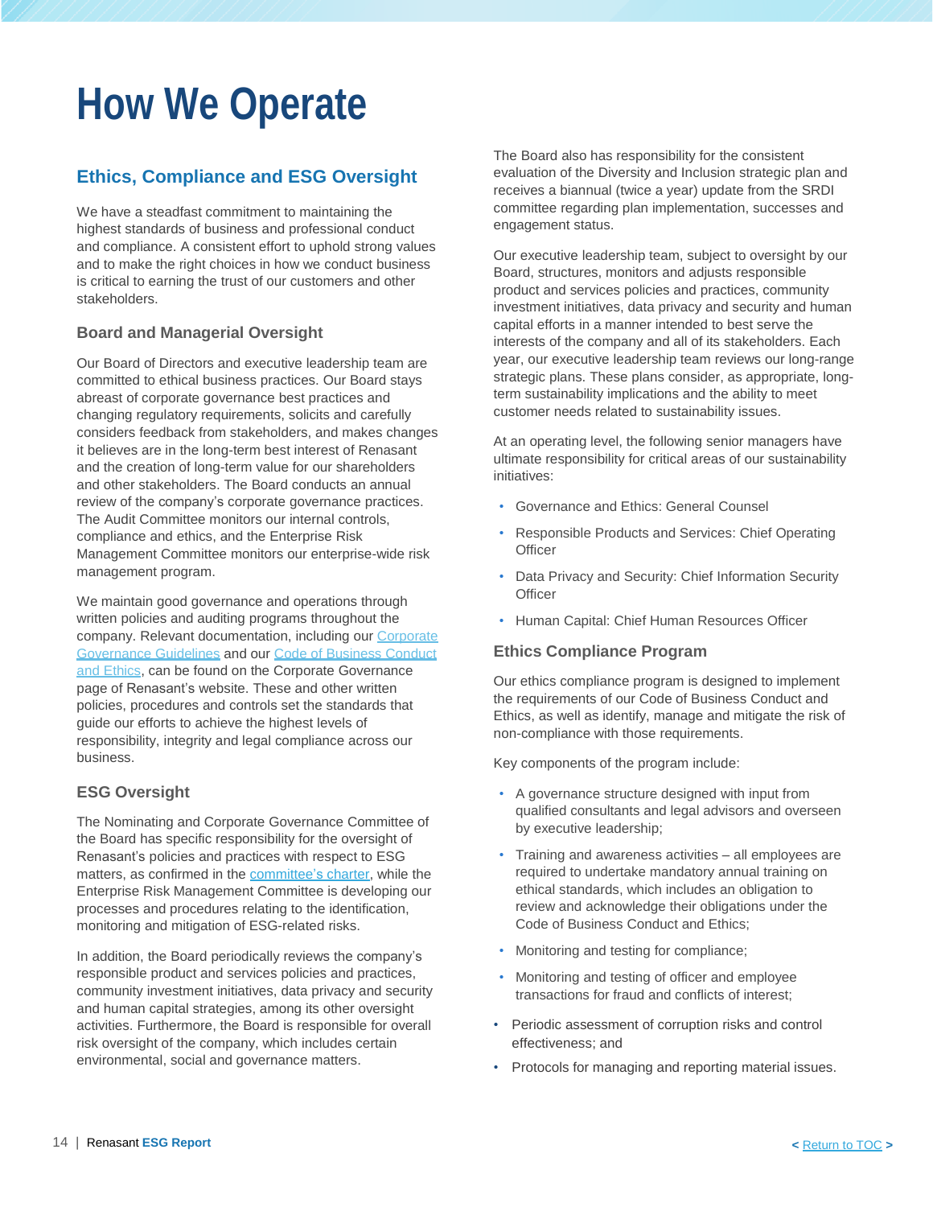# How We Operate

## Ethics, Compliance and ESG Oversight

We have a steadfast commitment to maintaining the highest standards of business and professional conduct and compliance. A consistent effort to uphold strong values and to make the right choices in how we conduct business is critical to earning the trust of our customers and other stakeholders.

### Board and Managerial Oversight

Our Board of Directors and executive leadership team are committed to ethical business practices. Our Board stays abreast of corporate governance best practices and changing regulatory requirements, solicits and carefully considers feedback from stakeholders, and makes changes it believes are in the long-term best interest of Renasant and the creation of long-term value for our shareholders and other stakeholders. The Board conducts an annual review of the company's corporate governance practices. The Audit Committee monitors our internal controls, compliance and ethics, and the Enterprise Risk Management Committee monitors our enterprise-wide risk management program.

We maintain good governance and operations through written policies and auditing programs throughout the company. Relevant documentation, including our Corporate Governance Guidelines and our Code of Business Conduct and Ethics, can be found on the Corporate Governance page of Renasant's website. These and other written policies, procedures and controls set the standards that guide our efforts to achieve the highest levels of responsibility, integrity and legal compliance across our business.

### ESG Oversight

The Nominating and Corporate Governance Committee of the Board has specific responsibility for the oversight of Renasant's policies and practices with respect to ESG matters, as confirmed in the committee's charter, while the Enterprise Risk Management Committee is developing our processes and procedures relating to the identification, monitoring and mitigation of ESG-related risks.

In addition, the Board periodically reviews the company's responsible product and services policies and practices, community investment initiatives, data privacy and security and human capital strategies, among its other oversight activities. Furthermore, the Board is responsible for overall risk oversight of the company, which includes certain environmental, social and governance matters.

The Board also has responsibility for the consistent evaluation of the Diversity and Inclusion strategic plan and receives a biannual (twice a year) update from the SRDI committee regarding plan implementation, successes and engagement status.

Our executive leadership team, subject to oversight by our Board, structures, monitors and adjusts responsible product and services policies and practices, community investment initiatives, data privacy and security and human capital efforts in a manner intended to best serve the interests of the company and all of its stakeholders. Each year, our executive leadership team reviews our long-range strategic plans. These plans consider, as appropriate, long-term sustainability implications and the ability to meet customer needs related to sustainability issues.

At an operating level, the following senior managers have ultimate responsibility for critical areas of our sustainability initiatives:

- Governance and Ethics: General Counsel
- Responsible Products and Services: Chief Operating Officer
- Data Privacy and Security: Chief Information Security Officer
- Human Capital: Chief Human Resources Officer

### Ethics Compliance Program

Our ethics compliance program is designed to implement the requirements of our Code of Business Conduct and Ethics, as well as identify, manage and mitigate the risk of non-compliance with those requirements.

Key components of the program include:

- A governance structure designed with input from qualified consultants and legal advisors and overseen by executive leadership;
- Training and awareness activities – all employees are required to undertake mandatory annual training on ethical standards, which includes an obligation to review and acknowledge their obligations under the Code of Business Conduct and Ethics;
- Monitoring and testing for compliance;
- Monitoring and testing of officer and employee transactions for fraud and conflicts of interest;
- Periodic assessment of corruption risks and control effectiveness; and
- Protocols for managing and reporting material issues.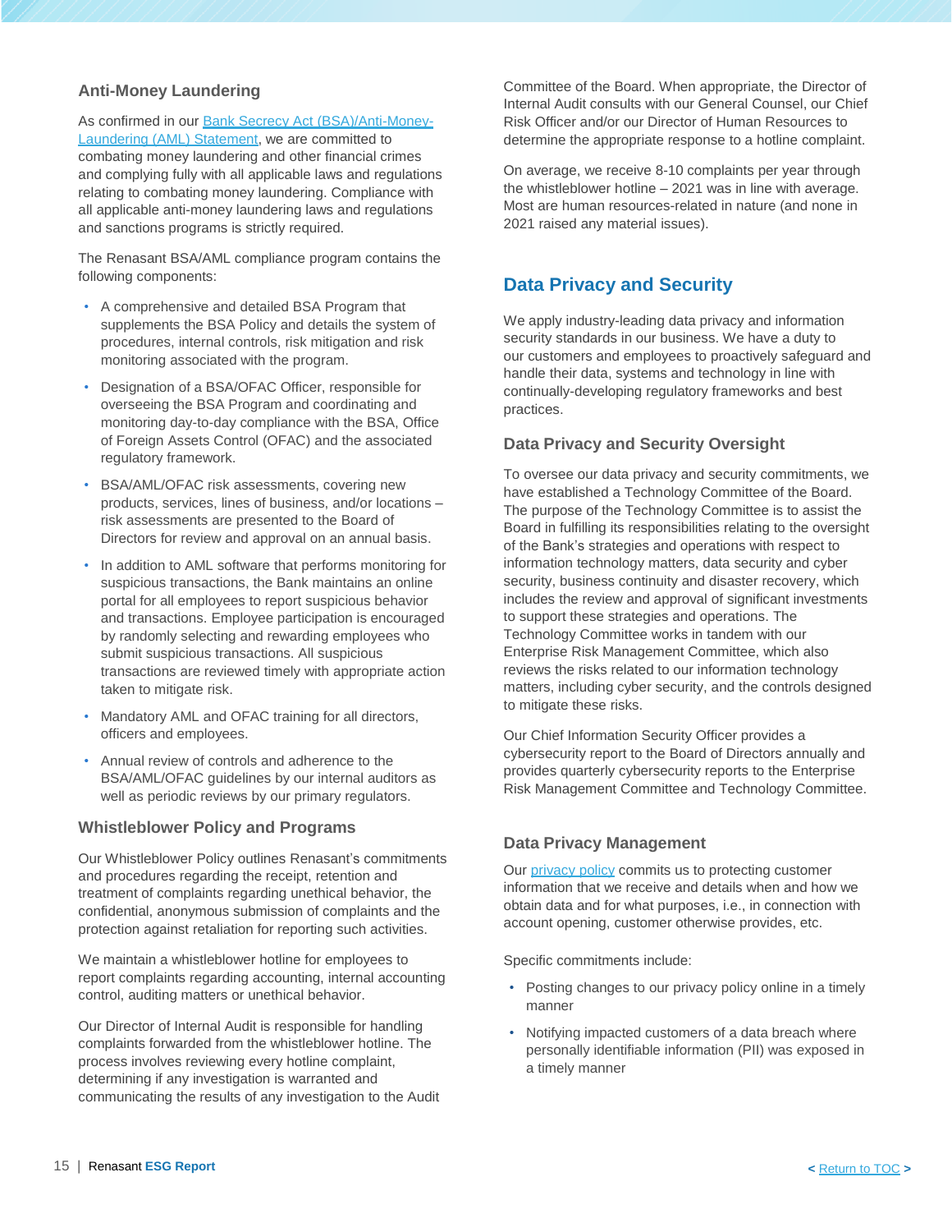## Anti-Money Laundering

As confirmed in our Bank Secrecy Act (BSA)/Anti-Money-Laundering (AML) Statement, we are committed to combating money laundering and other financial crimes and complying fully with all applicable laws and regulations relating to combating money laundering. Compliance with all applicable anti-money laundering laws and regulations and sanctions programs is strictly required.

The Renasant BSA/AML compliance program contains the following components:

- A comprehensive and detailed BSA Program that supplements the BSA Policy and details the system of procedures, internal controls, risk mitigation and risk monitoring associated with the program.
- Designation of a BSA/OFAC Officer, responsible for overseeing the BSA Program and coordinating and monitoring day-to-day compliance with the BSA, Office of Foreign Assets Control (OFAC) and the associated regulatory framework.
- BSA/AML/OFAC risk assessments, covering new products, services, lines of business, and/or locations – risk assessments are presented to the Board of Directors for review and approval on an annual basis.
- In addition to AML software that performs monitoring for suspicious transactions, the Bank maintains an online portal for all employees to report suspicious behavior and transactions. Employee participation is encouraged by randomly selecting and rewarding employees who submit suspicious transactions. All suspicious transactions are reviewed timely with appropriate action taken to mitigate risk.
- Mandatory AML and OFAC training for all directors, officers and employees.
- Annual review of controls and adherence to the BSA/AML/OFAC guidelines by our internal auditors as well as periodic reviews by our primary regulators.

## Whistleblower Policy and Programs

Our Whistleblower Policy outlines Renasant's commitments and procedures regarding the receipt, retention and treatment of complaints regarding unethical behavior, the confidential, anonymous submission of complaints and the protection against retaliation for reporting such activities.

We maintain a whistleblower hotline for employees to report complaints regarding accounting, internal accounting control, auditing matters or unethical behavior.

Our Director of Internal Audit is responsible for handling complaints forwarded from the whistleblower hotline. The process involves reviewing every hotline complaint, determining if any investigation is warranted and communicating the results of any investigation to the Audit Committee of the Board. When appropriate, the Director of Internal Audit consults with our General Counsel, our Chief Risk Officer and/or our Director of Human Resources to determine the appropriate response to a hotline complaint.

On average, we receive 8-10 complaints per year through the whistleblower hotline – 2021 was in line with average. Most are human resources-related in nature (and none in 2021 raised any material issues).

# Data Privacy and Security

We apply industry-leading data privacy and information security standards in our business. We have a duty to our customers and employees to proactively safeguard and handle their data, systems and technology in line with continually-developing regulatory frameworks and best practices.

## Data Privacy and Security Oversight

To oversee our data privacy and security commitments, we have established a Technology Committee of the Board. The purpose of the Technology Committee is to assist the Board in fulfilling its responsibilities relating to the oversight of the Bank's strategies and operations with respect to information technology matters, data security and cyber security, business continuity and disaster recovery, which includes the review and approval of significant investments to support these strategies and operations. The Technology Committee works in tandem with our Enterprise Risk Management Committee, which also reviews the risks related to our information technology matters, including cyber security, and the controls designed to mitigate these risks.

Our Chief Information Security Officer provides a cybersecurity report to the Board of Directors annually and provides quarterly cybersecurity reports to the Enterprise Risk Management Committee and Technology Committee.

## Data Privacy Management

Our privacy policy commits us to protecting customer information that we receive and details when and how we obtain data and for what purposes, i.e., in connection with account opening, customer otherwise provides, etc.

Specific commitments include:

- Posting changes to our privacy policy online in a timely manner
- Notifying impacted customers of a data breach where personally identifiable information (PII) was exposed in a timely manner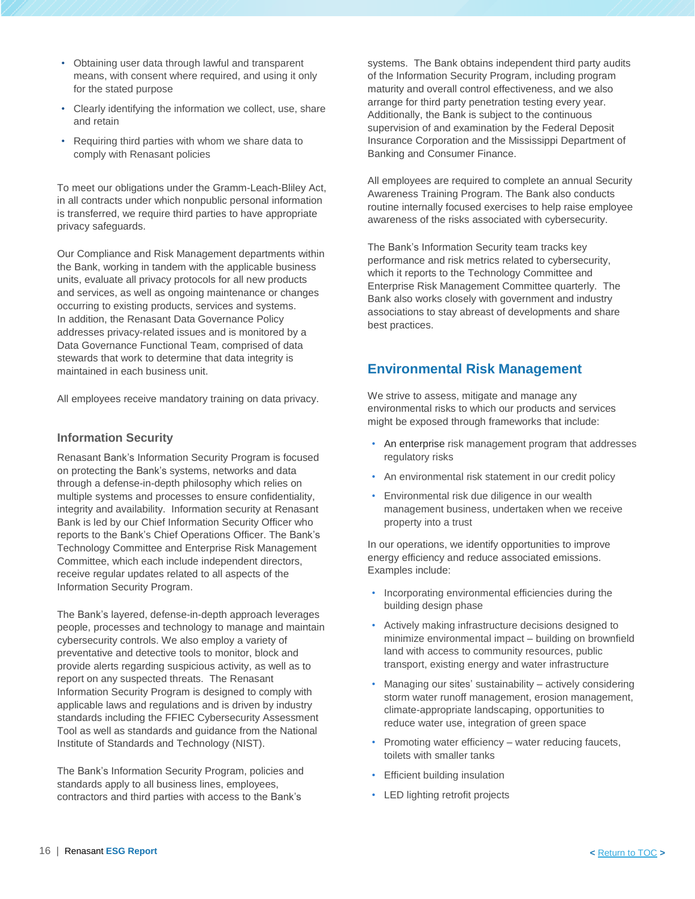- Obtaining user data through lawful and transparent means, with consent where required, and using it only for the stated purpose
- Clearly identifying the information we collect, use, share and retain
- Requiring third parties with whom we share data to comply with Renasant policies

To meet our obligations under the Gramm-Leach-Bliley Act, in all contracts under which nonpublic personal information is transferred, we require third parties to have appropriate privacy safeguards.

Our Compliance and Risk Management departments within the Bank, working in tandem with the applicable business units, evaluate all privacy protocols for all new products and services, as well as ongoing maintenance or changes occurring to existing products, services and systems. In addition, the Renasant Data Governance Policy addresses privacy-related issues and is monitored by a Data Governance Functional Team, comprised of data stewards that work to determine that data integrity is maintained in each business unit.

All employees receive mandatory training on data privacy.

### Information Security

Renasant Bank's Information Security Program is focused on protecting the Bank's systems, networks and data through a defense-in-depth philosophy which relies on multiple systems and processes to ensure confidentiality, integrity and availability. Information security at Renasant Bank is led by our Chief Information Security Officer who reports to the Bank's Chief Operations Officer. The Bank's Technology Committee and Enterprise Risk Management Committee, which each include independent directors, receive regular updates related to all aspects of the Information Security Program.

The Bank's layered, defense-in-depth approach leverages people, processes and technology to manage and maintain cybersecurity controls. We also employ a variety of preventative and detective tools to monitor, block and provide alerts regarding suspicious activity, as well as to report on any suspected threats. The Renasant Information Security Program is designed to comply with applicable laws and regulations and is driven by industry standards including the FFIEC Cybersecurity Assessment Tool as well as standards and guidance from the National Institute of Standards and Technology (NIST).

The Bank's Information Security Program, policies and standards apply to all business lines, employees, contractors and third parties with access to the Bank's systems. The Bank obtains independent third party audits of the Information Security Program, including program maturity and overall control effectiveness, and we also arrange for third party penetration testing every year. Additionally, the Bank is subject to the continuous supervision of and examination by the Federal Deposit Insurance Corporation and the Mississippi Department of Banking and Consumer Finance.

All employees are required to complete an annual Security Awareness Training Program. The Bank also conducts routine internally focused exercises to help raise employee awareness of the risks associated with cybersecurity.

The Bank's Information Security team tracks key performance and risk metrics related to cybersecurity, which it reports to the Technology Committee and Enterprise Risk Management Committee quarterly. The Bank also works closely with government and industry associations to stay abreast of developments and share best practices.

## Environmental Risk Management

We strive to assess, mitigate and manage any environmental risks to which our products and services might be exposed through frameworks that include:

- An enterprise risk management program that addresses regulatory risks
- An environmental risk statement in our credit policy
- Environmental risk due diligence in our wealth management business, undertaken when we receive property into a trust

In our operations, we identify opportunities to improve energy efficiency and reduce associated emissions. Examples include:

- Incorporating environmental efficiencies during the building design phase
- Actively making infrastructure decisions designed to minimize environmental impact – building on brownfield land with access to community resources, public transport, existing energy and water infrastructure
- Managing our sites' sustainability – actively considering storm water runoff management, erosion management, climate-appropriate landscaping, opportunities to reduce water use, integration of green space
- Promoting water efficiency – water reducing faucets, toilets with smaller tanks
- Efficient building insulation
- LED lighting retrofit projects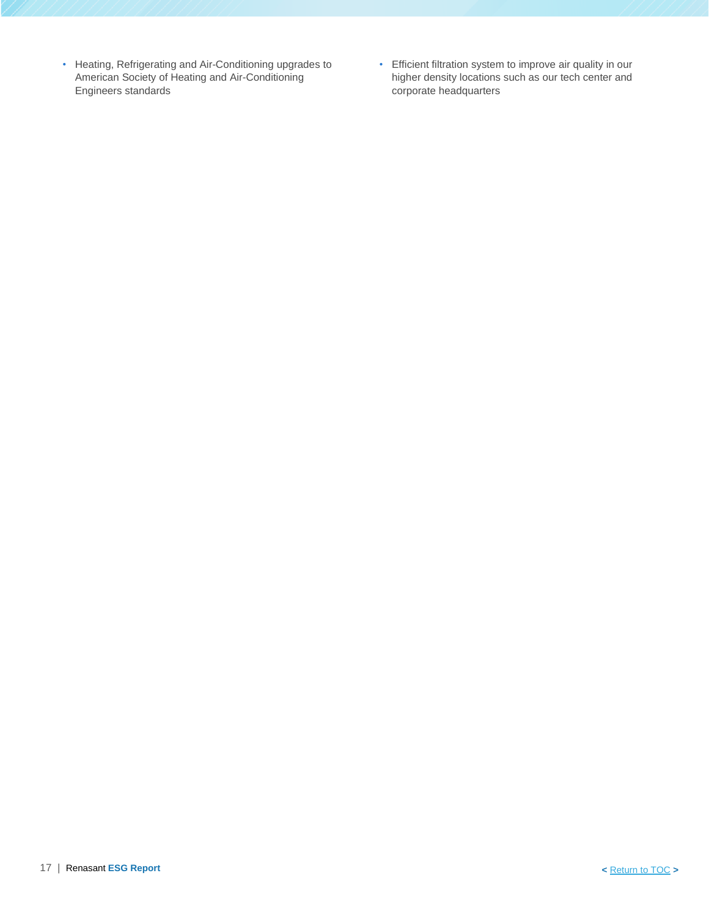- Heating, Refrigerating and Air-Conditioning upgrades to American Society of Heating and Air-Conditioning Engineers standards
- Efficient filtration system to improve air quality in our higher density locations such as our tech center and corporate headquarters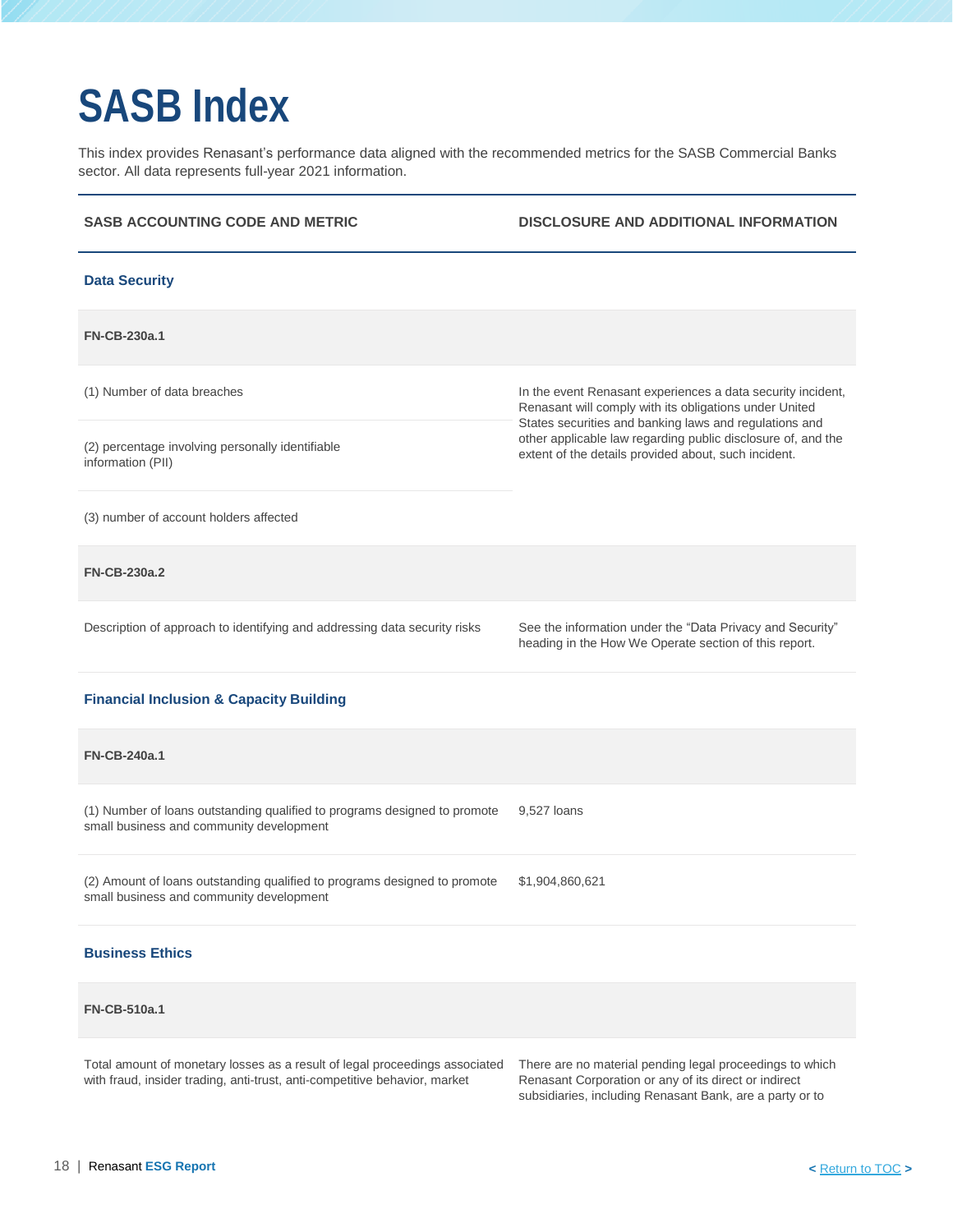# SASB Index

This index provides Renasant's performance data aligned with the recommended metrics for the SASB Commercial Banks sector. All data represents full-year 2021 information.

| SASB ACCOUNTING CODE AND METRIC | DISCLOSURE AND ADDITIONAL INFORMATION |
|---|---|
| **Data Security** | |
| **FN-CB-230a.1** | |
| (1) Number of data breaches | In the event Renasant experiences a data security incident, Renasant will comply with its obligations under United States securities and banking laws and regulations and other applicable law regarding public disclosure of, and the extent of the details provided about, such incident. |
| (2) percentage involving personally identifiable information (PII) | |
| (3) number of account holders affected | |
| **FN-CB-230a.2** | |
| Description of approach to identifying and addressing data security risks | See the information under the "Data Privacy and Security" heading in the How We Operate section of this report. |
| **Financial Inclusion & Capacity Building** | |
| **FN-CB-240a.1** | |
| (1) Number of loans outstanding qualified to programs designed to promote small business and community development | 9,527 loans |
| (2) Amount of loans outstanding qualified to programs designed to promote small business and community development | $1,904,860,621 |
| **Business Ethics** | |
| **FN-CB-510a.1** | |
| Total amount of monetary losses as a result of legal proceedings associated with fraud, insider trading, anti-trust, anti-competitive behavior, market | There are no material pending legal proceedings to which Renasant Corporation or any of its direct or indirect subsidiaries, including Renasant Bank, are a party or to |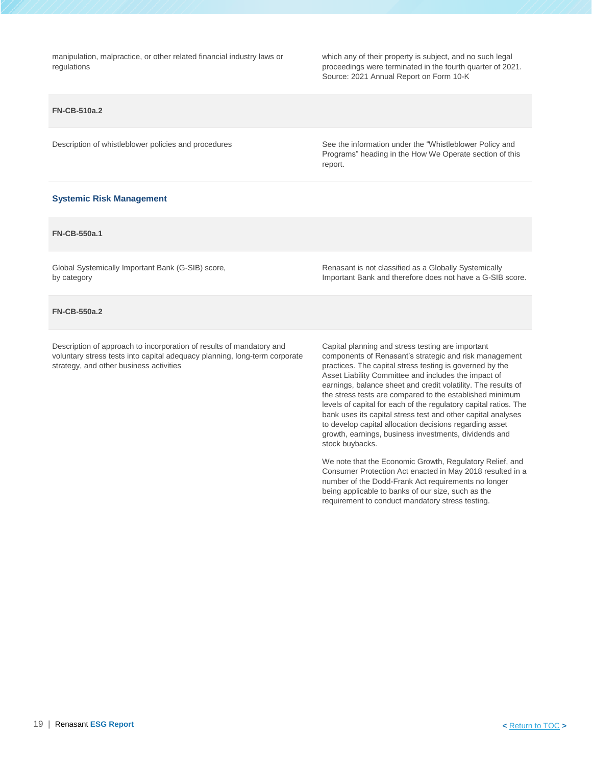| | |
|---|---|
| manipulation, malpractice, or other related financial industry laws or regulations | which any of their property is subject, and no such legal proceedings were terminated in the fourth quarter of 2021. Source: 2021 Annual Report on Form 10-K |
| **FN-CB-510a.2** | |
| Description of whistleblower policies and procedures | See the information under the "Whistleblower Policy and Programs" heading in the How We Operate section of this report. |

## Systemic Risk Management

| | |
|---|---|
| **FN-CB-550a.1** | |
| Global Systemically Important Bank (G-SIB) score, by category | Renasant is not classified as a Globally Systemically Important Bank and therefore does not have a G-SIB score. |
| **FN-CB-550a.2** | |
| Description of approach to incorporation of results of mandatory and voluntary stress tests into capital adequacy planning, long-term corporate strategy, and other business activities | Capital planning and stress testing are important components of Renasant's strategic and risk management practices. The capital stress testing is governed by the Asset Liability Committee and includes the impact of earnings, balance sheet and credit volatility. The results of the stress tests are compared to the established minimum levels of capital for each of the regulatory capital ratios. The bank uses its capital stress test and other capital analyses to develop capital allocation decisions regarding asset growth, earnings, business investments, dividends and stock buybacks.<br><br>We note that the Economic Growth, Regulatory Relief, and Consumer Protection Act enacted in May 2018 resulted in a number of the Dodd-Frank Act requirements no longer being applicable to banks of our size, such as the requirement to conduct mandatory stress testing. |